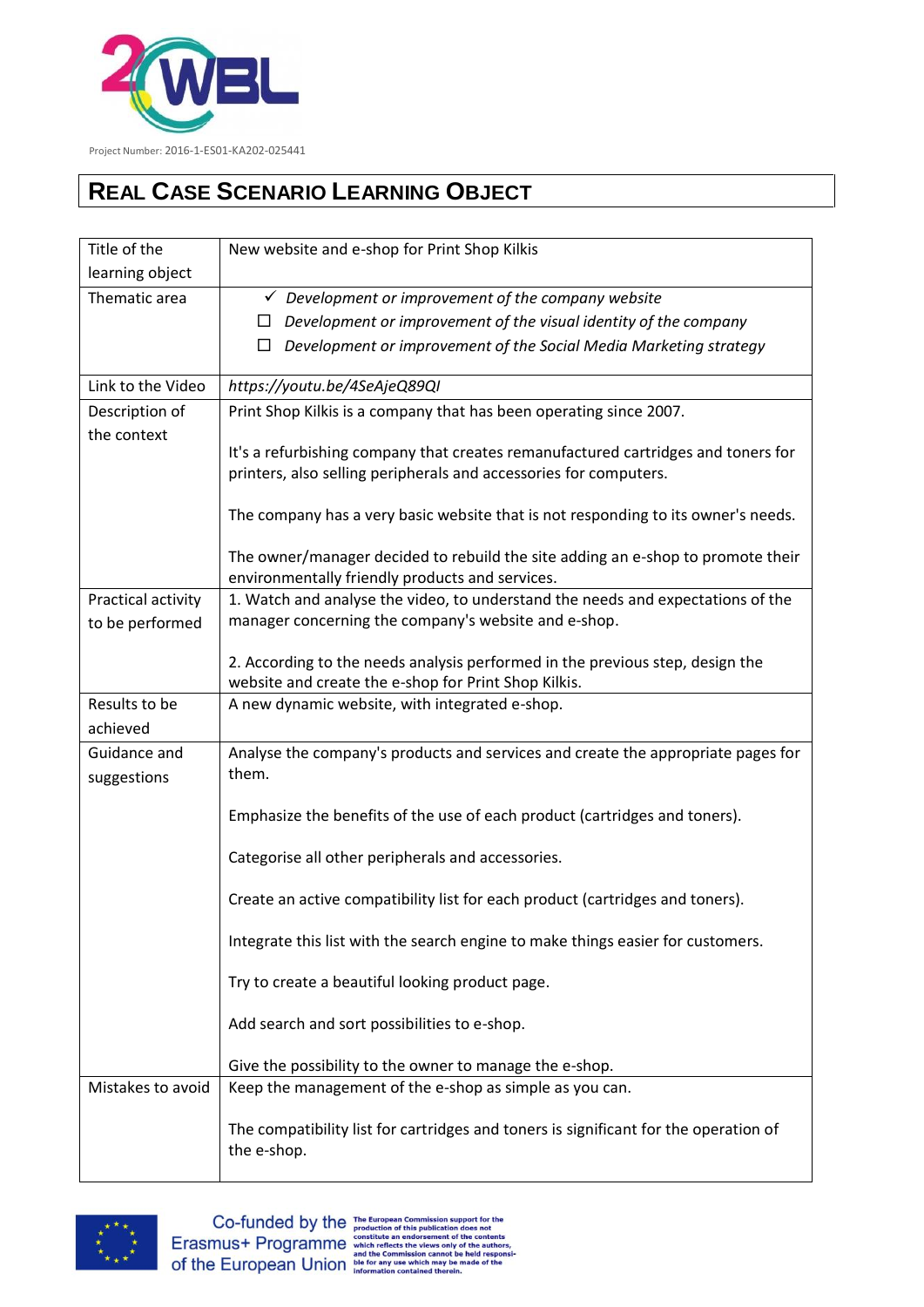Project Number: 2016-1-ES01-KA202-025441

# REAL CASE SCENARIO LEARNING OBJECT

| Title of the learning object | New website and e-shop for Print Shop Kilkis |
|---|---|
| Thematic area | ✓ *Development or improvement of the company website*<br>☐ *Development or improvement of the visual identity of the company*<br>☐ *Development or improvement of the Social Media Marketing strategy* |
| Link to the Video | *https://youtu.be/4SeAjeQ89QI* |
| Description of the context | Print Shop Kilkis is a company that has been operating since 2007.<br><br>It's a refurbishing company that creates remanufactured cartridges and toners for printers, also selling peripherals and accessories for computers.<br><br>The company has a very basic website that is not responding to its owner's needs.<br><br>The owner/manager decided to rebuild the site adding an e-shop to promote their environmentally friendly products and services. |
| Practical activity to be performed | 1. Watch and analyse the video, to understand the needs and expectations of the manager concerning the company's website and e-shop.<br><br>2. According to the needs analysis performed in the previous step, design the website and create the e-shop for Print Shop Kilkis. |
| Results to be achieved | A new dynamic website, with integrated e-shop. |
| Guidance and suggestions | Analyse the company's products and services and create the appropriate pages for them.<br><br>Emphasize the benefits of the use of each product (cartridges and toners).<br><br>Categorise all other peripherals and accessories.<br><br>Create an active compatibility list for each product (cartridges and toners).<br><br>Integrate this list with the search engine to make things easier for customers.<br><br>Try to create a beautiful looking product page.<br><br>Add search and sort possibilities to e-shop.<br><br>Give the possibility to the owner to manage the e-shop. |
| Mistakes to avoid | Keep the management of the e-shop as simple as you can.<br><br>The compatibility list for cartridges and toners is significant for the operation of the e-shop. |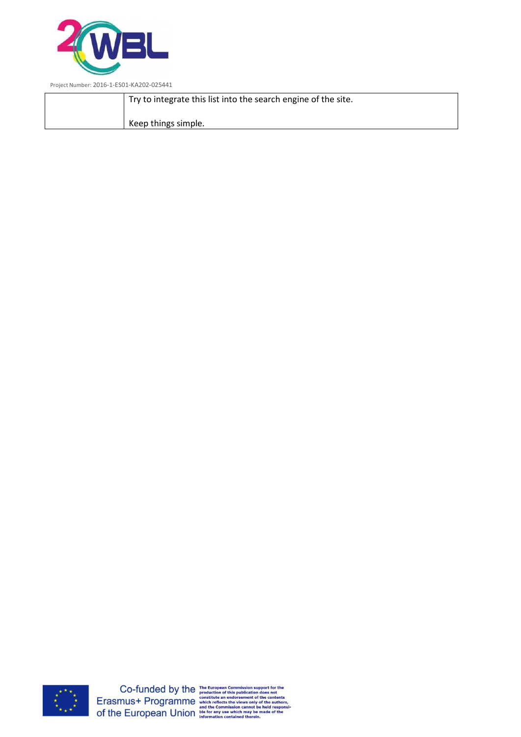| | |
|---|---|
| | Try to integrate this list into the search engine of the site.<br><br>Keep things simple. |